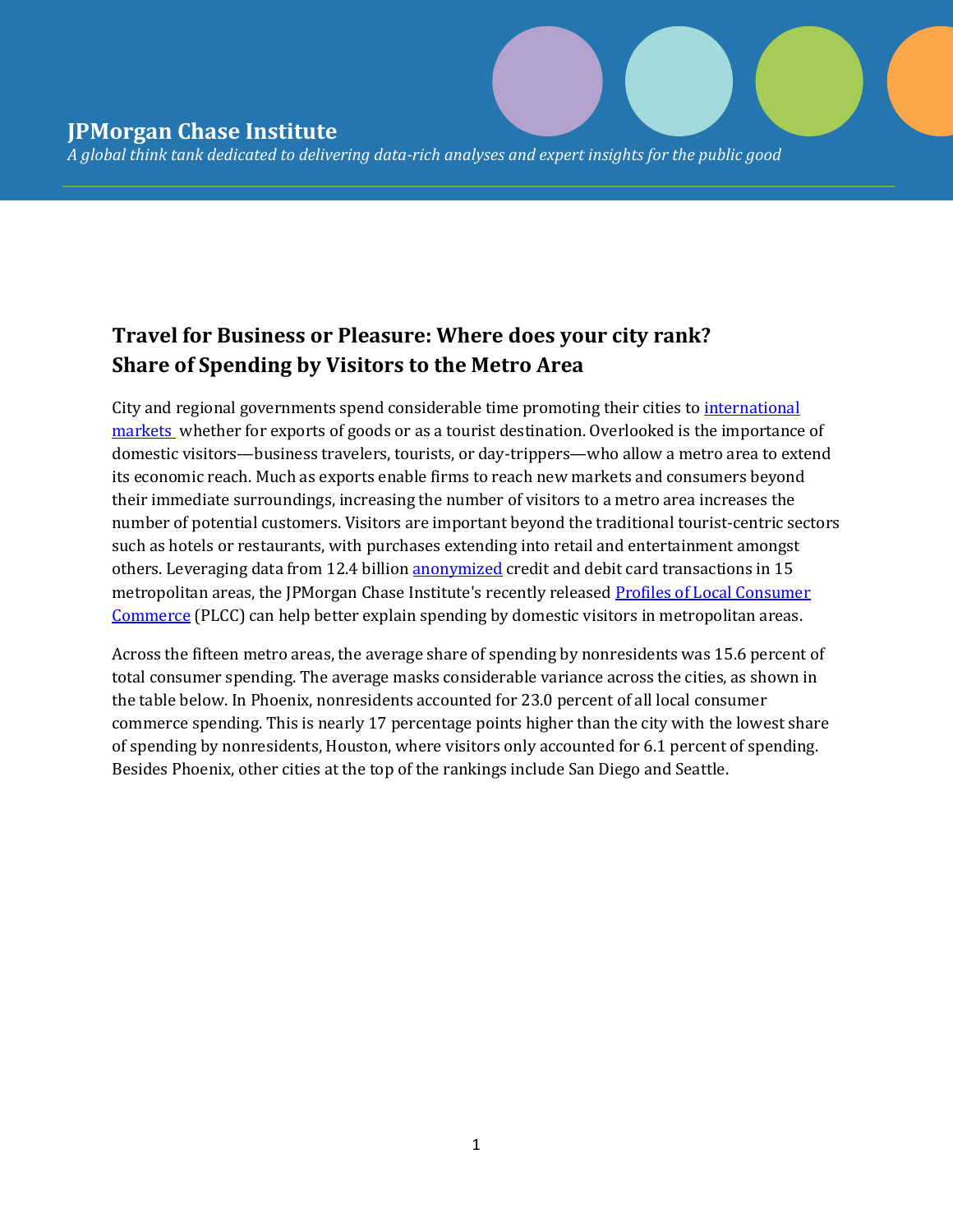JPMorgan Chase Institute

*A global think tank dedicated to delivering data-rich analyses and expert insights for the public good*

## Travel for Business or Pleasure: Where does your city rank? Share of Spending by Visitors to the Metro Area

City and regional governments spend considerable time promoting their cities to international markets whether for exports of goods or as a tourist destination. Overlooked is the importance of domestic visitors—business travelers, tourists, or day-trippers—who allow a metro area to extend its economic reach. Much as exports enable firms to reach new markets and consumers beyond their immediate surroundings, increasing the number of visitors to a metro area increases the number of potential customers. Visitors are important beyond the traditional tourist-centric sectors such as hotels or restaurants, with purchases extending into retail and entertainment amongst others. Leveraging data from 12.4 billion anonymized credit and debit card transactions in 15 metropolitan areas, the JPMorgan Chase Institute's recently released Profiles of Local Consumer Commerce (PLCC) can help better explain spending by domestic visitors in metropolitan areas.

Across the fifteen metro areas, the average share of spending by nonresidents was 15.6 percent of total consumer spending. The average masks considerable variance across the cities, as shown in the table below. In Phoenix, nonresidents accounted for 23.0 percent of all local consumer commerce spending. This is nearly 17 percentage points higher than the city with the lowest share of spending by nonresidents, Houston, where visitors only accounted for 6.1 percent of spending. Besides Phoenix, other cities at the top of the rankings include San Diego and Seattle.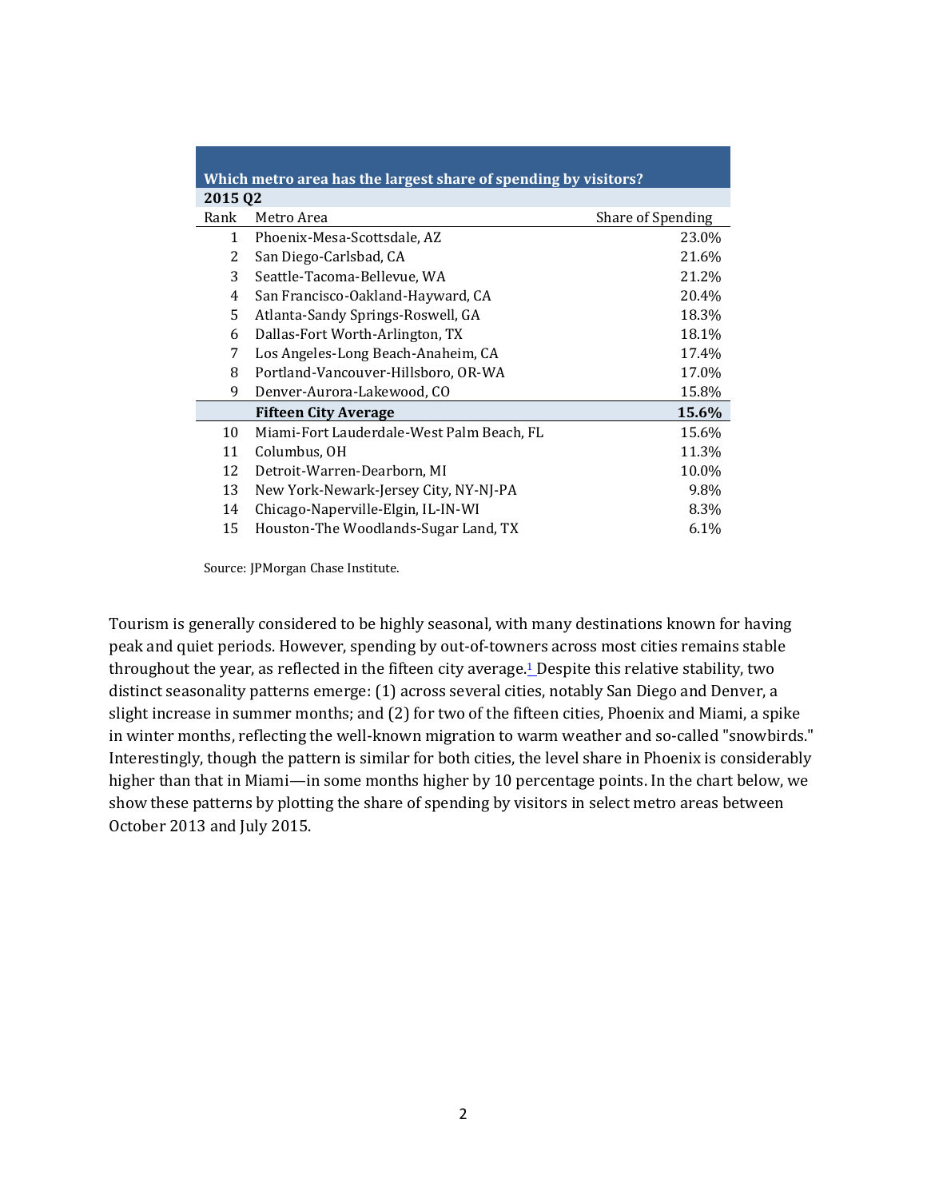**Which metro area has the largest share of spending by visitors?**

| 2015 Q2 | | |
|---|---|---|
| Rank | Metro Area | Share of Spending |
| 1 | Phoenix-Mesa-Scottsdale, AZ | 23.0% |
| 2 | San Diego-Carlsbad, CA | 21.6% |
| 3 | Seattle-Tacoma-Bellevue, WA | 21.2% |
| 4 | San Francisco-Oakland-Hayward, CA | 20.4% |
| 5 | Atlanta-Sandy Springs-Roswell, GA | 18.3% |
| 6 | Dallas-Fort Worth-Arlington, TX | 18.1% |
| 7 | Los Angeles-Long Beach-Anaheim, CA | 17.4% |
| 8 | Portland-Vancouver-Hillsboro, OR-WA | 17.0% |
| 9 | Denver-Aurora-Lakewood, CO | 15.8% |
| | **Fifteen City Average** | **15.6%** |
| 10 | Miami-Fort Lauderdale-West Palm Beach, FL | 15.6% |
| 11 | Columbus, OH | 11.3% |
| 12 | Detroit-Warren-Dearborn, MI | 10.0% |
| 13 | New York-Newark-Jersey City, NY-NJ-PA | 9.8% |
| 14 | Chicago-Naperville-Elgin, IL-IN-WI | 8.3% |
| 15 | Houston-The Woodlands-Sugar Land, TX | 6.1% |

Source: JPMorgan Chase Institute.

Tourism is generally considered to be highly seasonal, with many destinations known for having peak and quiet periods. However, spending by out-of-towners across most cities remains stable throughout the year, as reflected in the fifteen city average.[1] Despite this relative stability, two distinct seasonality patterns emerge: (1) across several cities, notably San Diego and Denver, a slight increase in summer months; and (2) for two of the fifteen cities, Phoenix and Miami, a spike in winter months, reflecting the well-known migration to warm weather and so-called "snowbirds." Interestingly, though the pattern is similar for both cities, the level share in Phoenix is considerably higher than that in Miami—in some months higher by 10 percentage points. In the chart below, we show these patterns by plotting the share of spending by visitors in select metro areas between October 2013 and July 2015.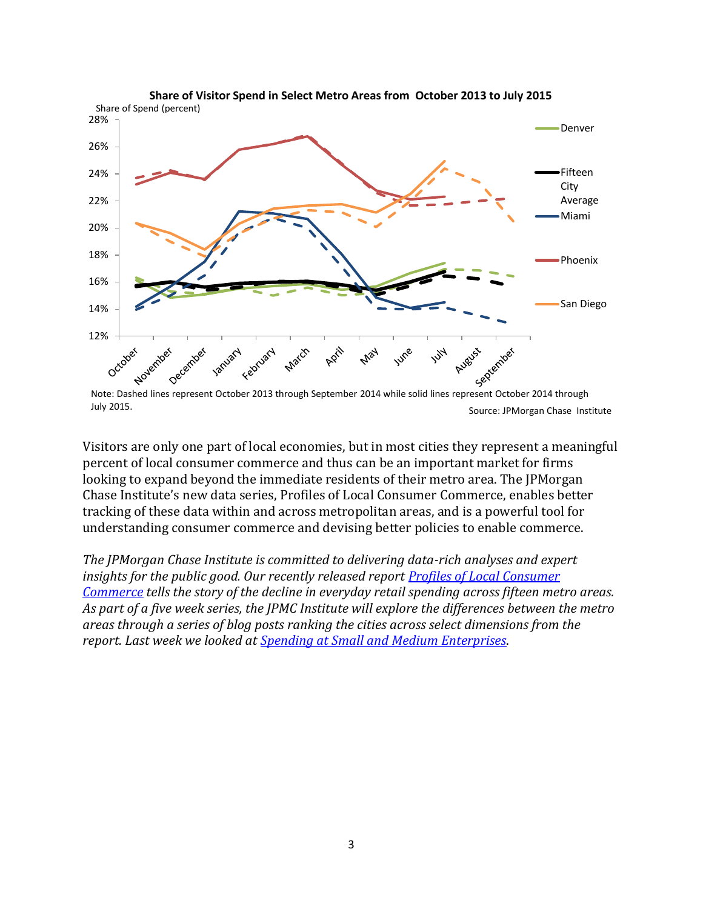**Share of Visitor Spend in Select Metro Areas from October 2013 to July 2015**

Share of Spend (percent)

28%
26%
24%
22%
20%
18%
16%
14%
12%

October
November
December
January
February
March
April
May
June
July
August
September

Denver
Fifteen City Average
Miami
Phoenix
San Diego

Note: Dashed lines represent October 2013 through September 2014 while solid lines represent October 2014 through July 2015.

Source: JPMorgan Chase Institute

Visitors are only one part of local economies, but in most cities they represent a meaningful percent of local consumer commerce and thus can be an important market for firms looking to expand beyond the immediate residents of their metro area. The JPMorgan Chase Institute's new data series, Profiles of Local Consumer Commerce, enables better tracking of these data within and across metropolitan areas, and is a powerful tool for understanding consumer commerce and devising better policies to enable commerce.

*The JPMorgan Chase Institute is committed to delivering data-rich analyses and expert insights for the public good. Our recently released report [Profiles of Local Consumer Commerce] tells the story of the decline in everyday retail spending across fifteen metro areas. As part of a five week series, the JPMC Institute will explore the differences between the metro areas through a series of blog posts ranking the cities across select dimensions from the report. Last week we looked at [Spending at Small and Medium Enterprises].*